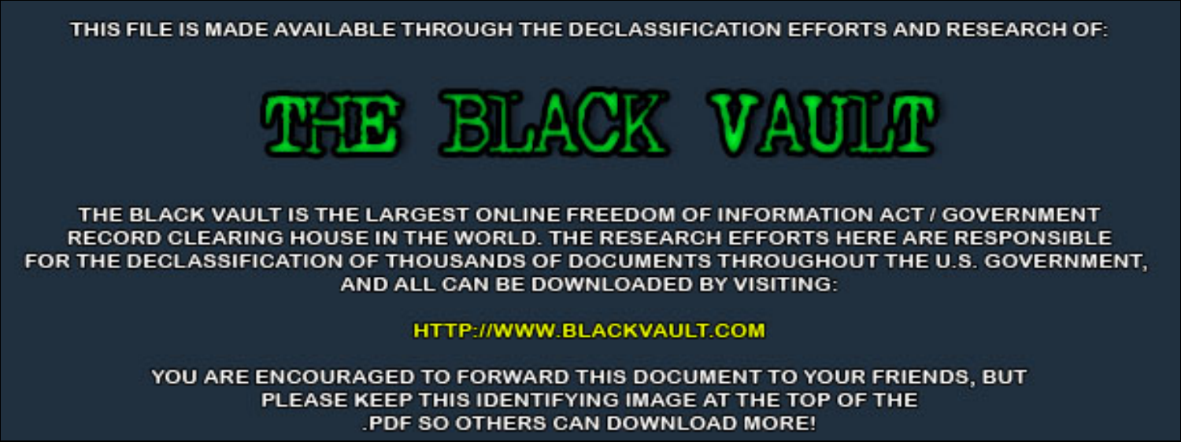THIS FILE IS MADE AVAILABLE THROUGH THE DECLASSIFICATION EFFORTS AND RESEARCH OF:

# THE BLACK VAULT

THE BLACK VAULT IS THE LARGEST ONLINE FREEDOM OF INFORMATION ACT / GOVERNMENT RECORD CLEARING HOUSE IN THE WORLD. THE RESEARCH EFFORTS HERE ARE RESPONSIBLE FOR THE DECLASSIFICATION OF THOUSANDS OF DOCUMENTS THROUGHOUT THE U.S. GOVERNMENT, AND ALL CAN BE DOWNLOADED BY VISITING:

HTTP://WWW.BLACKVAULT.COM

YOU ARE ENCOURAGED TO FORWARD THIS DOCUMENT TO YOUR FRIENDS, BUT PLEASE KEEP THIS IDENTIFYING IMAGE AT THE TOP OF THE .PDF SO OTHERS CAN DOWNLOAD MORE!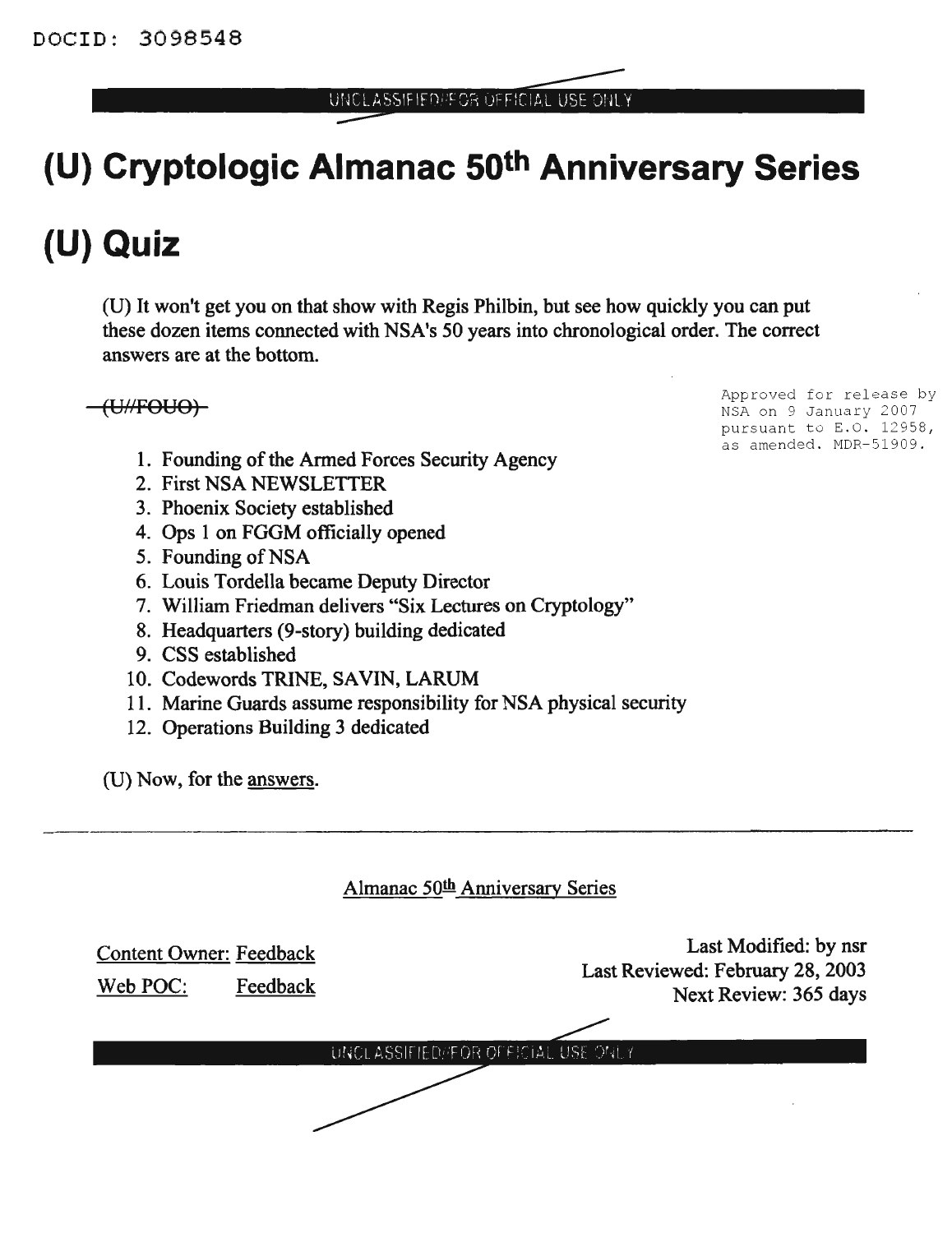DOCID: 3098548

UNCLASSIFIED//FOR OFFICIAL USE ONLY

# (U) Cryptologic Almanac 50th Anniversary Series

# (U) Quiz

(U) It won't get you on that show with Regis Philbin, but see how quickly you can put these dozen items connected with NSA's 50 years into chronological order. The correct answers are at the bottom.

~~(U//FOUO)~~

Approved for release by NSA on 9 January 2007 pursuant to E.O. 12958, as amended. MDR-51909.

1. Founding of the Armed Forces Security Agency
2. First NSA NEWSLETTER
3. Phoenix Society established
4. Ops 1 on FGGM officially opened
5. Founding of NSA
6. Louis Tordella became Deputy Director
7. William Friedman delivers "Six Lectures on Cryptology"
8. Headquarters (9-story) building dedicated
9. CSS established
10. Codewords TRINE, SAVIN, LARUM
11. Marine Guards assume responsibility for NSA physical security
12. Operations Building 3 dedicated

(U) Now, for the answers.

---

Almanac 50th Anniversary Series

Content Owner: Feedback

Web POC: Feedback

Last Modified: by nsr

Last Reviewed: February 28, 2003

Next Review: 365 days

UNCLASSIFIED//FOR OFFICIAL USE ONLY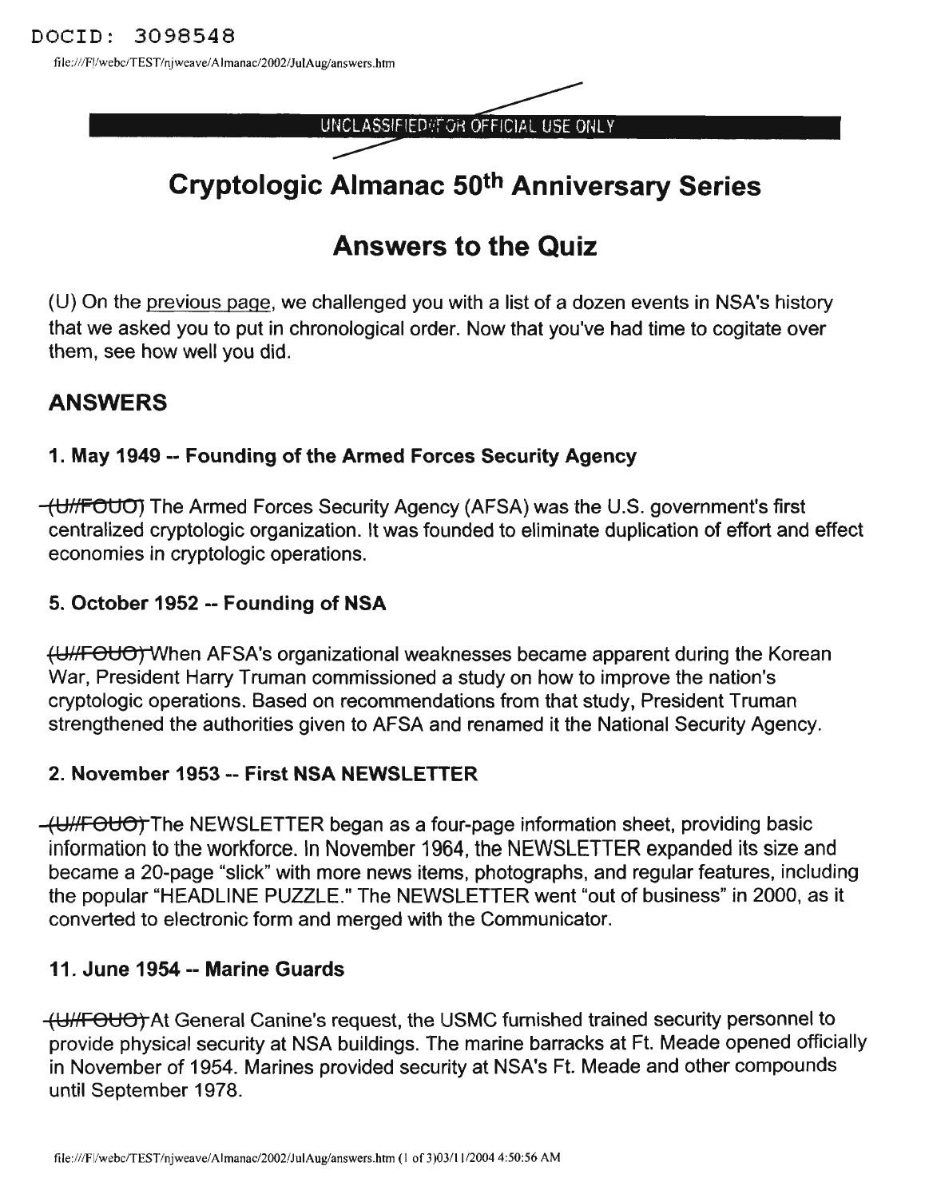DOCID: 3098548

UNCLASSIFIED//FOR OFFICIAL USE ONLY

# Cryptologic Almanac 50th Anniversary Series

# Answers to the Quiz

(U) On the previous page, we challenged you with a list of a dozen events in NSA's history that we asked you to put in chronological order. Now that you've had time to cogitate over them, see how well you did.

## ANSWERS

### 1. May 1949 -- Founding of the Armed Forces Security Agency

~~(U//FOUO)~~ The Armed Forces Security Agency (AFSA) was the U.S. government's first centralized cryptologic organization. It was founded to eliminate duplication of effort and effect economies in cryptologic operations.

### 5. October 1952 -- Founding of NSA

~~(U//FOUO)~~ When AFSA's organizational weaknesses became apparent during the Korean War, President Harry Truman commissioned a study on how to improve the nation's cryptologic operations. Based on recommendations from that study, President Truman strengthened the authorities given to AFSA and renamed it the National Security Agency.

### 2. November 1953 -- First NSA NEWSLETTER

~~(U//FOUO)~~ The NEWSLETTER began as a four-page information sheet, providing basic information to the workforce. In November 1964, the NEWSLETTER expanded its size and became a 20-page "slick" with more news items, photographs, and regular features, including the popular "HEADLINE PUZZLE." The NEWSLETTER went "out of business" in 2000, as it converted to electronic form and merged with the Communicator.

### 11. June 1954 -- Marine Guards

~~(U//FOUO)~~ At General Canine's request, the USMC furnished trained security personnel to provide physical security at NSA buildings. The marine barracks at Ft. Meade opened officially in November of 1954. Marines provided security at NSA's Ft. Meade and other compounds until September 1978.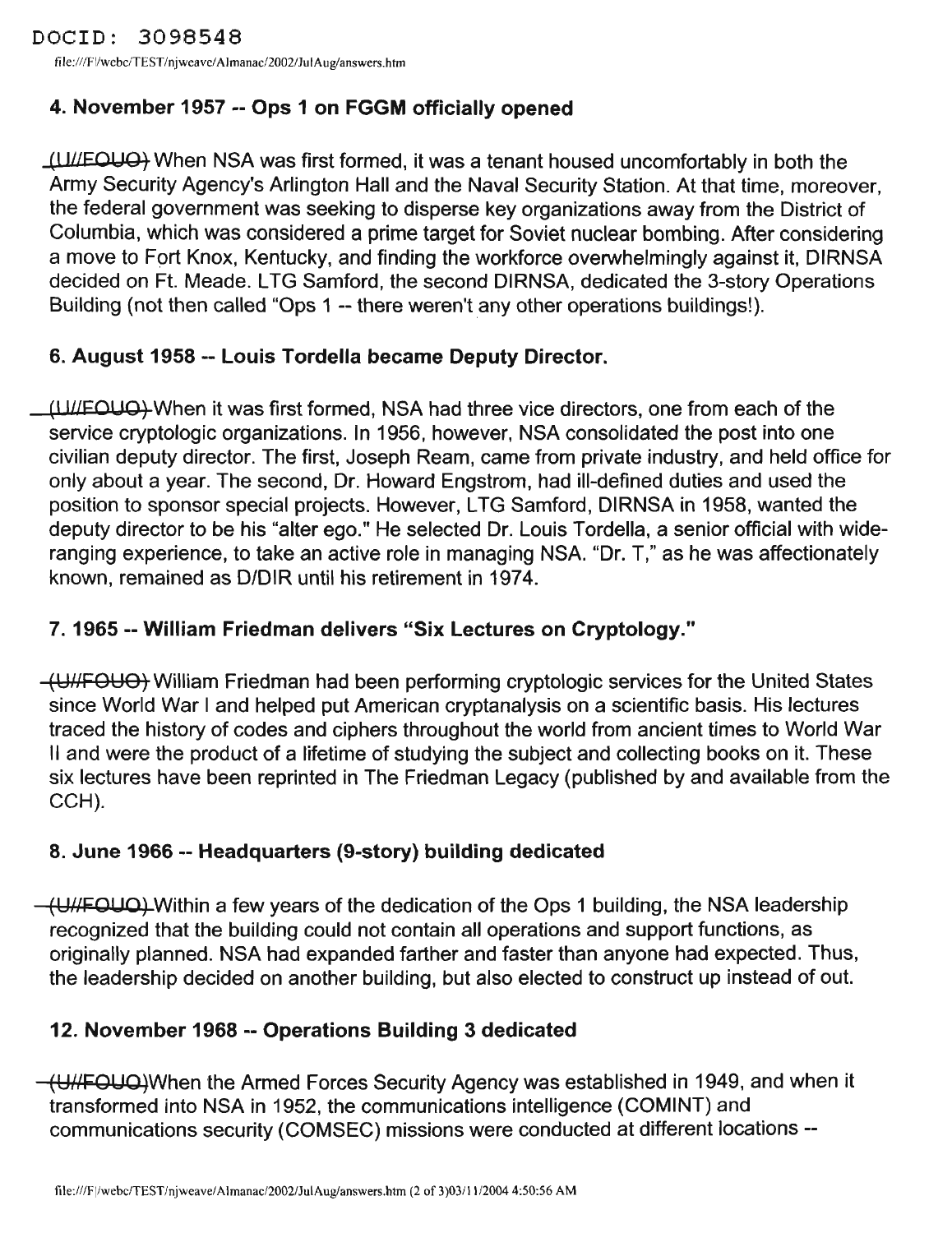DOCID: 3098548

### 4. November 1957 -- Ops 1 on FGGM officially opened

(U//FOUO) When NSA was first formed, it was a tenant housed uncomfortably in both the Army Security Agency's Arlington Hall and the Naval Security Station. At that time, moreover, the federal government was seeking to disperse key organizations away from the District of Columbia, which was considered a prime target for Soviet nuclear bombing. After considering a move to Fort Knox, Kentucky, and finding the workforce overwhelmingly against it, DIRNSA decided on Ft. Meade. LTG Samford, the second DIRNSA, dedicated the 3-story Operations Building (not then called "Ops 1 -- there weren't any other operations buildings!).

### 6. August 1958 -- Louis Tordella became Deputy Director.

(U//FOUO) When it was first formed, NSA had three vice directors, one from each of the service cryptologic organizations. In 1956, however, NSA consolidated the post into one civilian deputy director. The first, Joseph Ream, came from private industry, and held office for only about a year. The second, Dr. Howard Engstrom, had ill-defined duties and used the position to sponsor special projects. However, LTG Samford, DIRNSA in 1958, wanted the deputy director to be his "alter ego." He selected Dr. Louis Tordella, a senior official with wide-ranging experience, to take an active role in managing NSA. "Dr. T," as he was affectionately known, remained as D/DIR until his retirement in 1974.

### 7. 1965 -- William Friedman delivers "Six Lectures on Cryptology."

(U//FOUO) William Friedman had been performing cryptologic services for the United States since World War I and helped put American cryptanalysis on a scientific basis. His lectures traced the history of codes and ciphers throughout the world from ancient times to World War II and were the product of a lifetime of studying the subject and collecting books on it. These six lectures have been reprinted in The Friedman Legacy (published by and available from the CCH).

### 8. June 1966 -- Headquarters (9-story) building dedicated

(U//FOUO) Within a few years of the dedication of the Ops 1 building, the NSA leadership recognized that the building could not contain all operations and support functions, as originally planned. NSA had expanded farther and faster than anyone had expected. Thus, the leadership decided on another building, but also elected to construct up instead of out.

### 12. November 1968 -- Operations Building 3 dedicated

(U//FOUO) When the Armed Forces Security Agency was established in 1949, and when it transformed into NSA in 1952, the communications intelligence (COMINT) and communications security (COMSEC) missions were conducted at different locations --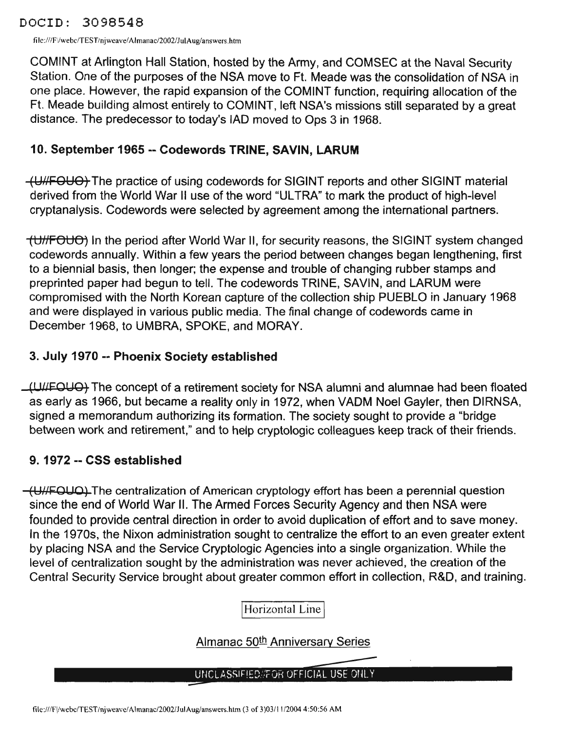COMINT at Arlington Hall Station, hosted by the Army, and COMSEC at the Naval Security Station. One of the purposes of the NSA move to Ft. Meade was the consolidation of NSA in one place. However, the rapid expansion of the COMINT function, requiring allocation of the Ft. Meade building almost entirely to COMINT, left NSA's missions still separated by a great distance. The predecessor to today's IAD moved to Ops 3 in 1968.

### 10. September 1965 -- Codewords TRINE, SAVIN, LARUM

~~(U//FOUO)~~ The practice of using codewords for SIGINT reports and other SIGINT material derived from the World War II use of the word "ULTRA" to mark the product of high-level cryptanalysis. Codewords were selected by agreement among the international partners.

~~(U//FOUO)~~ In the period after World War II, for security reasons, the SIGINT system changed codewords annually. Within a few years the period between changes began lengthening, first to a biennial basis, then longer; the expense and trouble of changing rubber stamps and preprinted paper had begun to tell. The codewords TRINE, SAVIN, and LARUM were compromised with the North Korean capture of the collection ship PUEBLO in January 1968 and were displayed in various public media. The final change of codewords came in December 1968, to UMBRA, SPOKE, and MORAY.

### 3. July 1970 -- Phoenix Society established

~~(U//FOUO)~~ The concept of a retirement society for NSA alumni and alumnae had been floated as early as 1966, but became a reality only in 1972, when VADM Noel Gayler, then DIRNSA, signed a memorandum authorizing its formation. The society sought to provide a "bridge between work and retirement," and to help cryptologic colleagues keep track of their friends.

### 9. 1972 -- CSS established

~~(U//FOUO)~~ The centralization of American cryptology effort has been a perennial question since the end of World War II. The Armed Forces Security Agency and then NSA were founded to provide central direction in order to avoid duplication of effort and to save money. In the 1970s, the Nixon administration sought to centralize the effort to an even greater extent by placing NSA and the Service Cryptologic Agencies into a single organization. While the level of centralization sought by the administration was never achieved, the creation of the Central Security Service brought about greater common effort in collection, R&D, and training.

Horizontal Line

Almanac 50th Anniversary Series

UNCLASSIFIED//FOR OFFICIAL USE ONLY